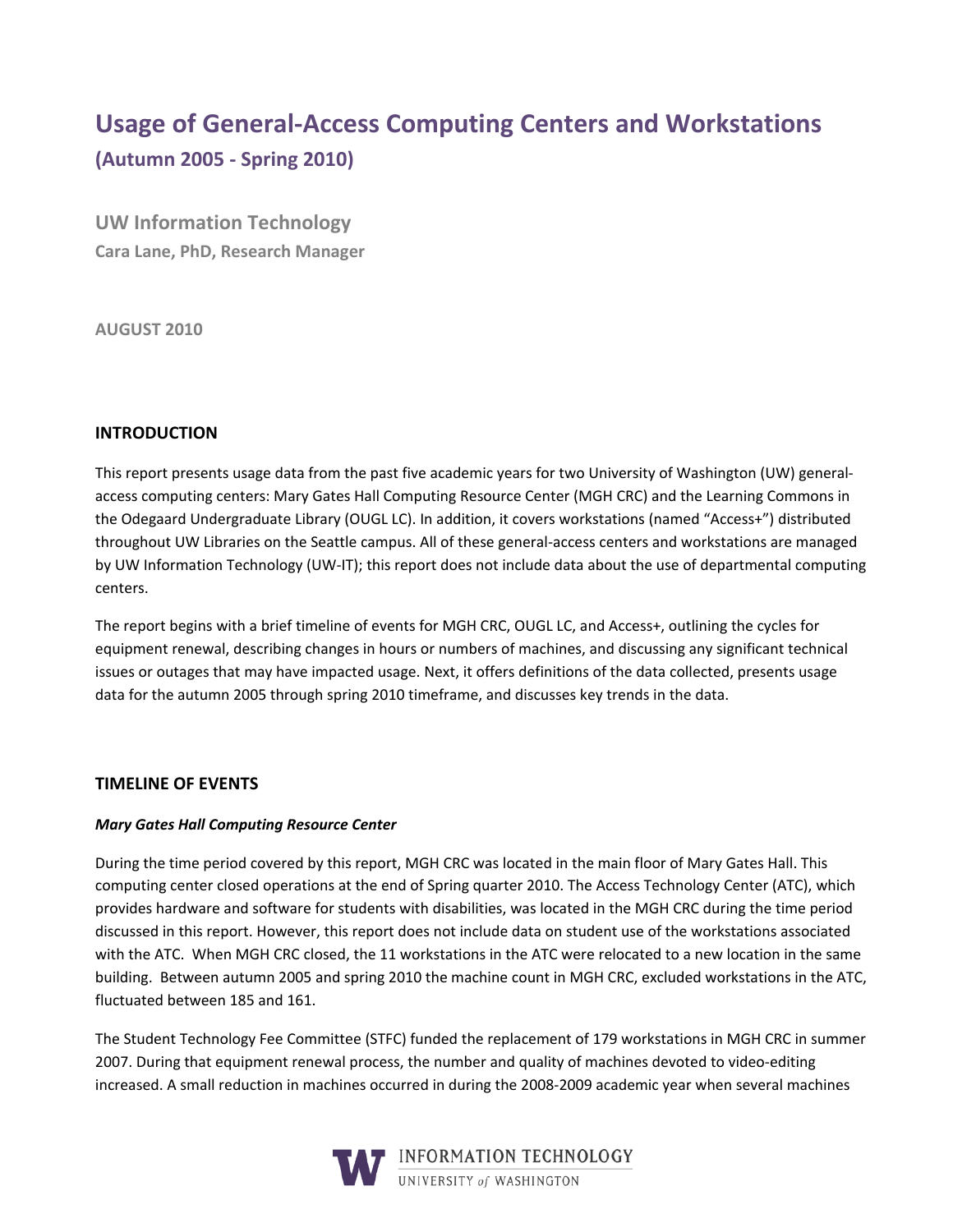# Usage of General-Access Computing Centers and Workstations

## (Autumn 2005 - Spring 2010)

**UW Information Technology**

**Cara Lane, PhD, Research Manager**

**AUGUST 2010**

## INTRODUCTION

This report presents usage data from the past five academic years for two University of Washington (UW) general-access computing centers: Mary Gates Hall Computing Resource Center (MGH CRC) and the Learning Commons in the Odegaard Undergraduate Library (OUGL LC). In addition, it covers workstations (named "Access+") distributed throughout UW Libraries on the Seattle campus. All of these general-access centers and workstations are managed by UW Information Technology (UW-IT); this report does not include data about the use of departmental computing centers.

The report begins with a brief timeline of events for MGH CRC, OUGL LC, and Access+, outlining the cycles for equipment renewal, describing changes in hours or numbers of machines, and discussing any significant technical issues or outages that may have impacted usage. Next, it offers definitions of the data collected, presents usage data for the autumn 2005 through spring 2010 timeframe, and discusses key trends in the data.

## TIMELINE OF EVENTS

### *Mary Gates Hall Computing Resource Center*

During the time period covered by this report, MGH CRC was located in the main floor of Mary Gates Hall. This computing center closed operations at the end of Spring quarter 2010. The Access Technology Center (ATC), which provides hardware and software for students with disabilities, was located in the MGH CRC during the time period discussed in this report. However, this report does not include data on student use of the workstations associated with the ATC. When MGH CRC closed, the 11 workstations in the ATC were relocated to a new location in the same building. Between autumn 2005 and spring 2010 the machine count in MGH CRC, excluded workstations in the ATC, fluctuated between 185 and 161.

The Student Technology Fee Committee (STFC) funded the replacement of 179 workstations in MGH CRC in summer 2007. During that equipment renewal process, the number and quality of machines devoted to video-editing increased. A small reduction in machines occurred in during the 2008-2009 academic year when several machines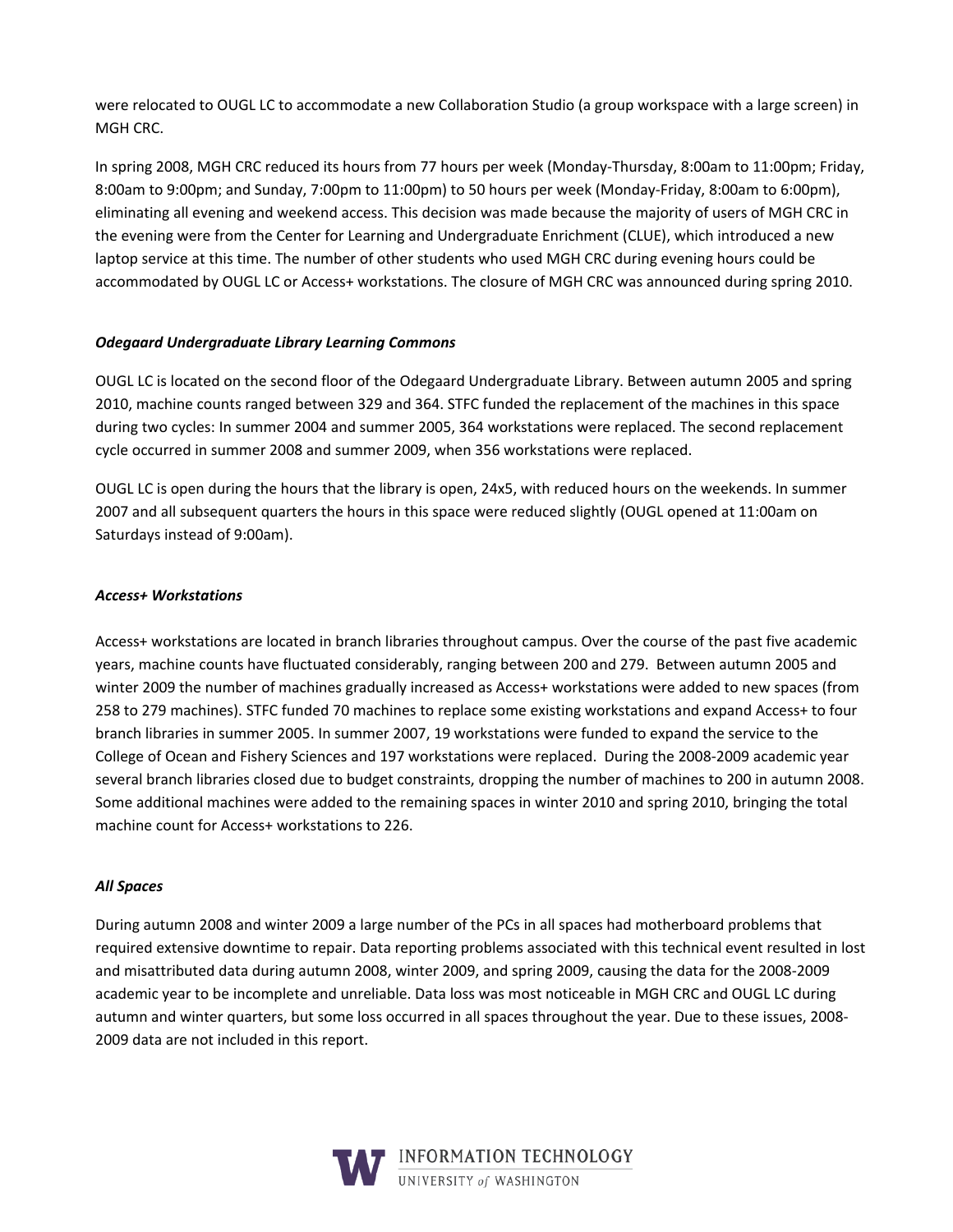were relocated to OUGL LC to accommodate a new Collaboration Studio (a group workspace with a large screen) in MGH CRC.

In spring 2008, MGH CRC reduced its hours from 77 hours per week (Monday-Thursday, 8:00am to 11:00pm; Friday, 8:00am to 9:00pm; and Sunday, 7:00pm to 11:00pm) to 50 hours per week (Monday-Friday, 8:00am to 6:00pm), eliminating all evening and weekend access. This decision was made because the majority of users of MGH CRC in the evening were from the Center for Learning and Undergraduate Enrichment (CLUE), which introduced a new laptop service at this time. The number of other students who used MGH CRC during evening hours could be accommodated by OUGL LC or Access+ workstations. The closure of MGH CRC was announced during spring 2010.

***Odegaard Undergraduate Library Learning Commons***

OUGL LC is located on the second floor of the Odegaard Undergraduate Library. Between autumn 2005 and spring 2010, machine counts ranged between 329 and 364. STFC funded the replacement of the machines in this space during two cycles: In summer 2004 and summer 2005, 364 workstations were replaced. The second replacement cycle occurred in summer 2008 and summer 2009, when 356 workstations were replaced.

OUGL LC is open during the hours that the library is open, 24x5, with reduced hours on the weekends. In summer 2007 and all subsequent quarters the hours in this space were reduced slightly (OUGL opened at 11:00am on Saturdays instead of 9:00am).

***Access+ Workstations***

Access+ workstations are located in branch libraries throughout campus. Over the course of the past five academic years, machine counts have fluctuated considerably, ranging between 200 and 279. Between autumn 2005 and winter 2009 the number of machines gradually increased as Access+ workstations were added to new spaces (from 258 to 279 machines). STFC funded 70 machines to replace some existing workstations and expand Access+ to four branch libraries in summer 2005. In summer 2007, 19 workstations were funded to expand the service to the College of Ocean and Fishery Sciences and 197 workstations were replaced. During the 2008-2009 academic year several branch libraries closed due to budget constraints, dropping the number of machines to 200 in autumn 2008. Some additional machines were added to the remaining spaces in winter 2010 and spring 2010, bringing the total machine count for Access+ workstations to 226.

***All Spaces***

During autumn 2008 and winter 2009 a large number of the PCs in all spaces had motherboard problems that required extensive downtime to repair. Data reporting problems associated with this technical event resulted in lost and misattributed data during autumn 2008, winter 2009, and spring 2009, causing the data for the 2008-2009 academic year to be incomplete and unreliable. Data loss was most noticeable in MGH CRC and OUGL LC during autumn and winter quarters, but some loss occurred in all spaces throughout the year. Due to these issues, 2008-2009 data are not included in this report.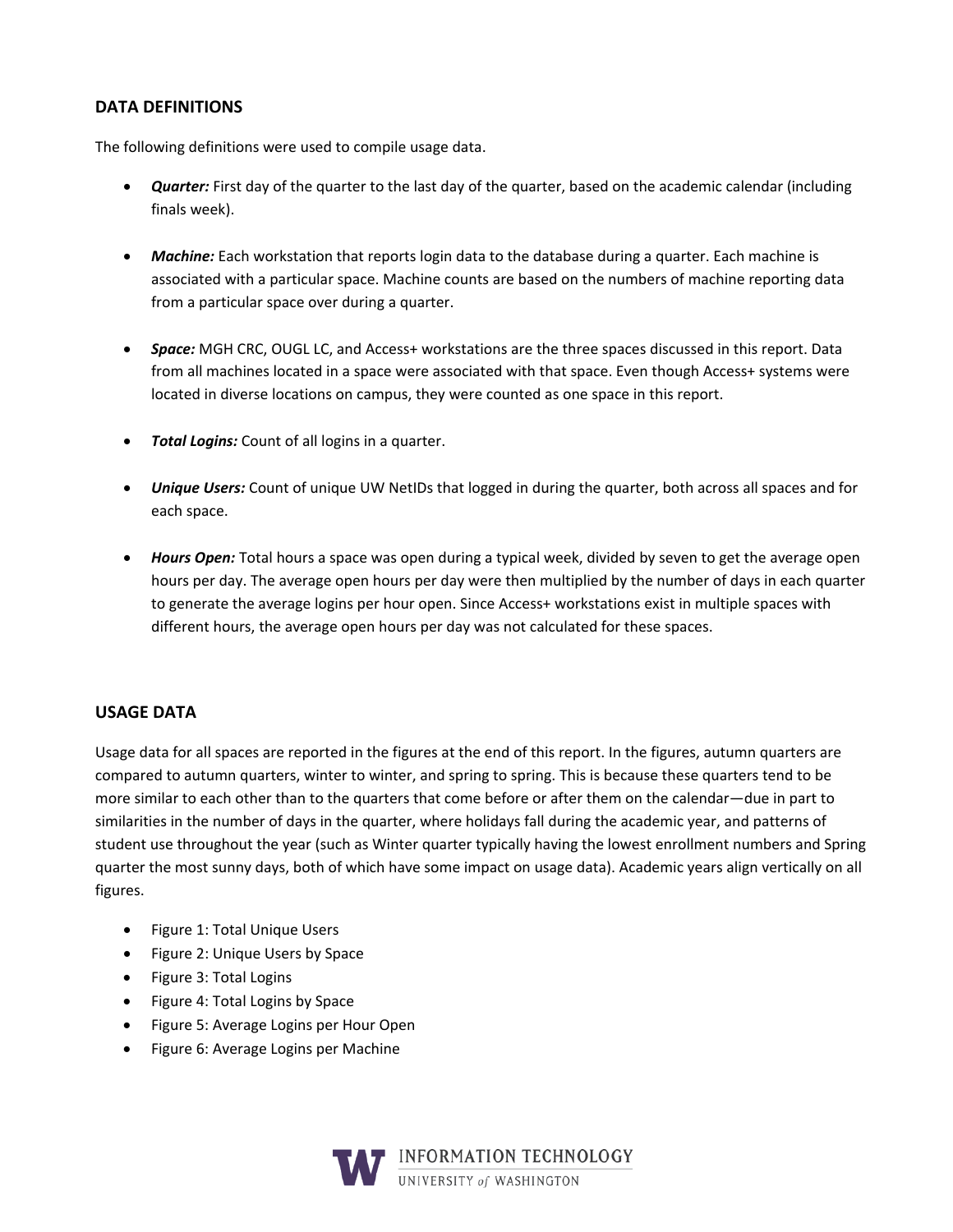## DATA DEFINITIONS

The following definitions were used to compile usage data.

- ***Quarter:*** First day of the quarter to the last day of the quarter, based on the academic calendar (including finals week).
- ***Machine:*** Each workstation that reports login data to the database during a quarter. Each machine is associated with a particular space. Machine counts are based on the numbers of machine reporting data from a particular space over during a quarter.
- ***Space:*** MGH CRC, OUGL LC, and Access+ workstations are the three spaces discussed in this report. Data from all machines located in a space were associated with that space. Even though Access+ systems were located in diverse locations on campus, they were counted as one space in this report.
- ***Total Logins:*** Count of all logins in a quarter.
- ***Unique Users:*** Count of unique UW NetIDs that logged in during the quarter, both across all spaces and for each space.
- ***Hours Open:*** Total hours a space was open during a typical week, divided by seven to get the average open hours per day. The average open hours per day were then multiplied by the number of days in each quarter to generate the average logins per hour open. Since Access+ workstations exist in multiple spaces with different hours, the average open hours per day was not calculated for these spaces.

## USAGE DATA

Usage data for all spaces are reported in the figures at the end of this report. In the figures, autumn quarters are compared to autumn quarters, winter to winter, and spring to spring. This is because these quarters tend to be more similar to each other than to the quarters that come before or after them on the calendar—due in part to similarities in the number of days in the quarter, where holidays fall during the academic year, and patterns of student use throughout the year (such as Winter quarter typically having the lowest enrollment numbers and Spring quarter the most sunny days, both of which have some impact on usage data). Academic years align vertically on all figures.

- Figure 1: Total Unique Users
- Figure 2: Unique Users by Space
- Figure 3: Total Logins
- Figure 4: Total Logins by Space
- Figure 5: Average Logins per Hour Open
- Figure 6: Average Logins per Machine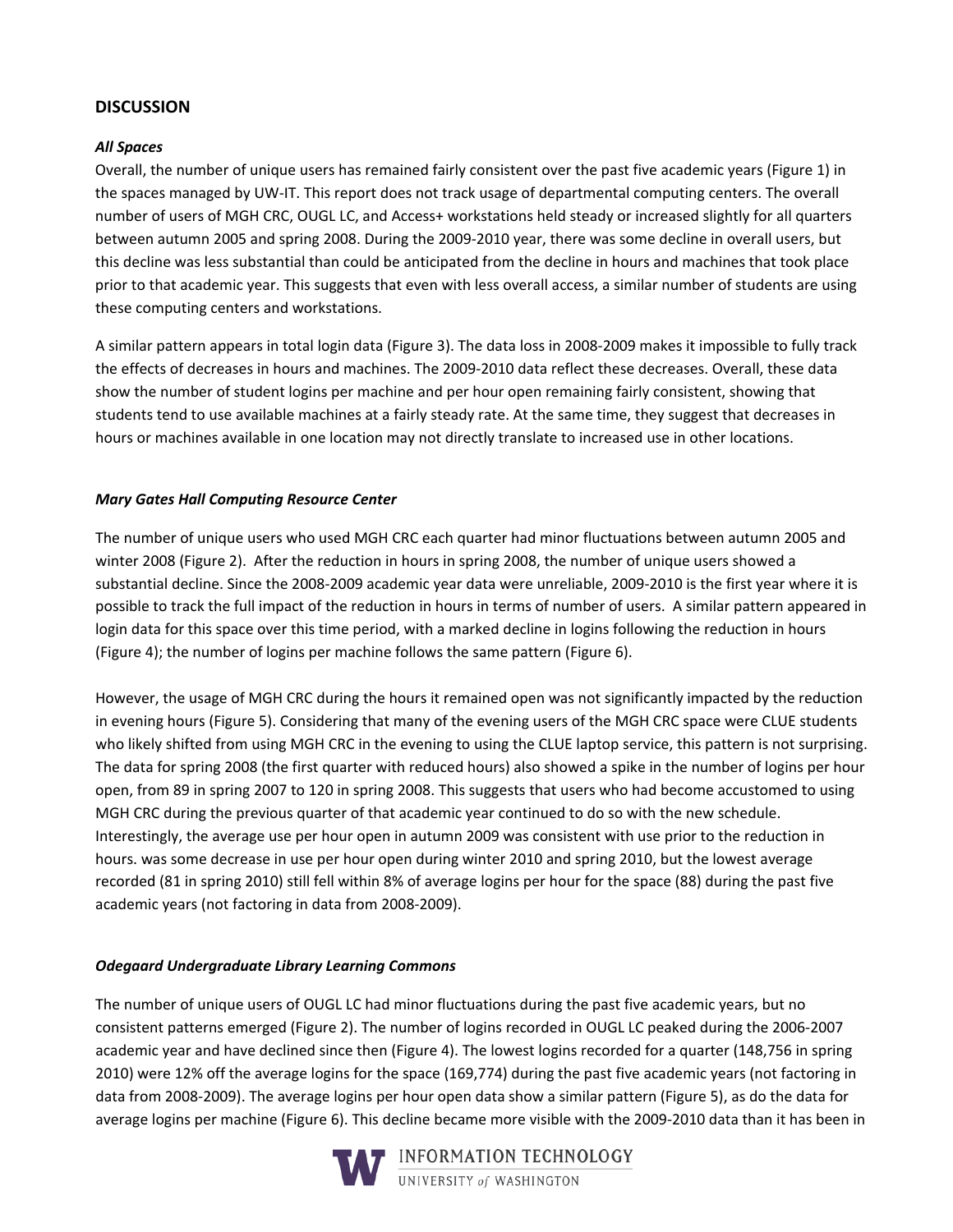## DISCUSSION

### *All Spaces*

Overall, the number of unique users has remained fairly consistent over the past five academic years (Figure 1) in the spaces managed by UW-IT. This report does not track usage of departmental computing centers. The overall number of users of MGH CRC, OUGL LC, and Access+ workstations held steady or increased slightly for all quarters between autumn 2005 and spring 2008. During the 2009-2010 year, there was some decline in overall users, but this decline was less substantial than could be anticipated from the decline in hours and machines that took place prior to that academic year. This suggests that even with less overall access, a similar number of students are using these computing centers and workstations.

A similar pattern appears in total login data (Figure 3). The data loss in 2008-2009 makes it impossible to fully track the effects of decreases in hours and machines. The 2009-2010 data reflect these decreases. Overall, these data show the number of student logins per machine and per hour open remaining fairly consistent, showing that students tend to use available machines at a fairly steady rate. At the same time, they suggest that decreases in hours or machines available in one location may not directly translate to increased use in other locations.

### *Mary Gates Hall Computing Resource Center*

The number of unique users who used MGH CRC each quarter had minor fluctuations between autumn 2005 and winter 2008 (Figure 2). After the reduction in hours in spring 2008, the number of unique users showed a substantial decline. Since the 2008-2009 academic year data were unreliable, 2009-2010 is the first year where it is possible to track the full impact of the reduction in hours in terms of number of users. A similar pattern appeared in login data for this space over this time period, with a marked decline in logins following the reduction in hours (Figure 4); the number of logins per machine follows the same pattern (Figure 6).

However, the usage of MGH CRC during the hours it remained open was not significantly impacted by the reduction in evening hours (Figure 5). Considering that many of the evening users of the MGH CRC space were CLUE students who likely shifted from using MGH CRC in the evening to using the CLUE laptop service, this pattern is not surprising. The data for spring 2008 (the first quarter with reduced hours) also showed a spike in the number of logins per hour open, from 89 in spring 2007 to 120 in spring 2008. This suggests that users who had become accustomed to using MGH CRC during the previous quarter of that academic year continued to do so with the new schedule. Interestingly, the average use per hour open in autumn 2009 was consistent with use prior to the reduction in hours. was some decrease in use per hour open during winter 2010 and spring 2010, but the lowest average recorded (81 in spring 2010) still fell within 8% of average logins per hour for the space (88) during the past five academic years (not factoring in data from 2008-2009).

### *Odegaard Undergraduate Library Learning Commons*

The number of unique users of OUGL LC had minor fluctuations during the past five academic years, but no consistent patterns emerged (Figure 2). The number of logins recorded in OUGL LC peaked during the 2006-2007 academic year and have declined since then (Figure 4). The lowest logins recorded for a quarter (148,756 in spring 2010) were 12% off the average logins for the space (169,774) during the past five academic years (not factoring in data from 2008-2009). The average logins per hour open data show a similar pattern (Figure 5), as do the data for average logins per machine (Figure 6). This decline became more visible with the 2009-2010 data than it has been in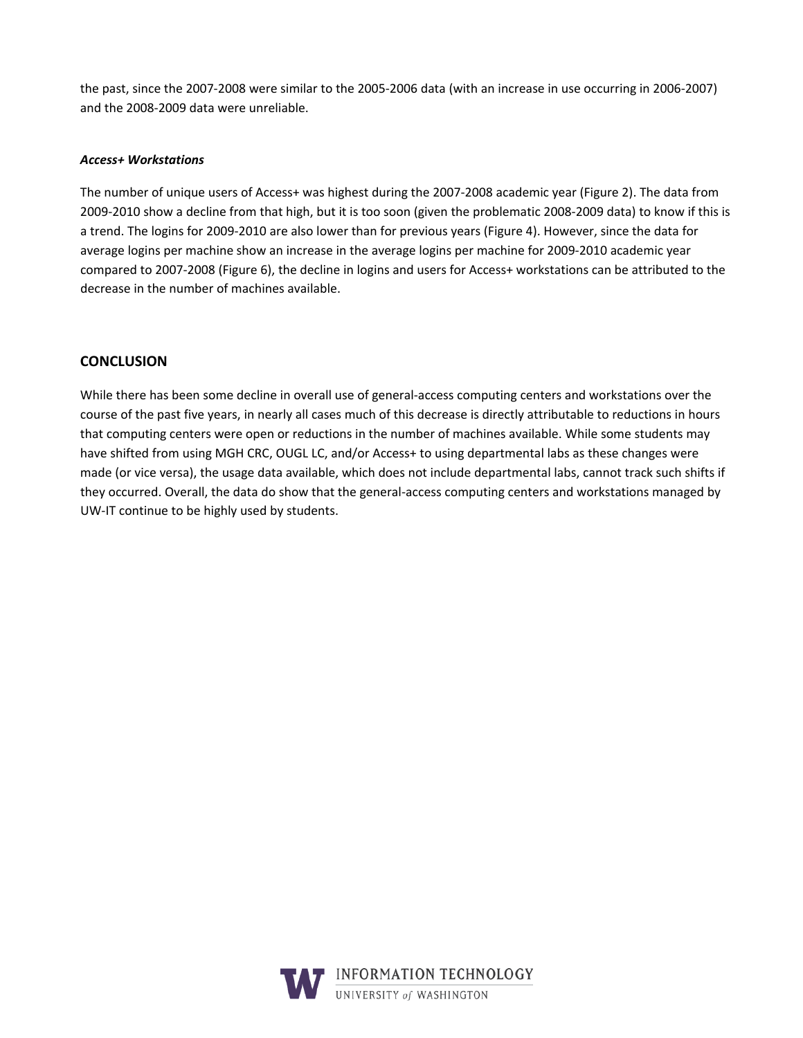the past, since the 2007-2008 were similar to the 2005-2006 data (with an increase in use occurring in 2006-2007) and the 2008-2009 data were unreliable.

#### *Access+ Workstations*

The number of unique users of Access+ was highest during the 2007-2008 academic year (Figure 2). The data from 2009-2010 show a decline from that high, but it is too soon (given the problematic 2008-2009 data) to know if this is a trend. The logins for 2009-2010 are also lower than for previous years (Figure 4). However, since the data for average logins per machine show an increase in the average logins per machine for 2009-2010 academic year compared to 2007-2008 (Figure 6), the decline in logins and users for Access+ workstations can be attributed to the decrease in the number of machines available.

## CONCLUSION

While there has been some decline in overall use of general-access computing centers and workstations over the course of the past five years, in nearly all cases much of this decrease is directly attributable to reductions in hours that computing centers were open or reductions in the number of machines available. While some students may have shifted from using MGH CRC, OUGL LC, and/or Access+ to using departmental labs as these changes were made (or vice versa), the usage data available, which does not include departmental labs, cannot track such shifts if they occurred. Overall, the data do show that the general-access computing centers and workstations managed by UW-IT continue to be highly used by students.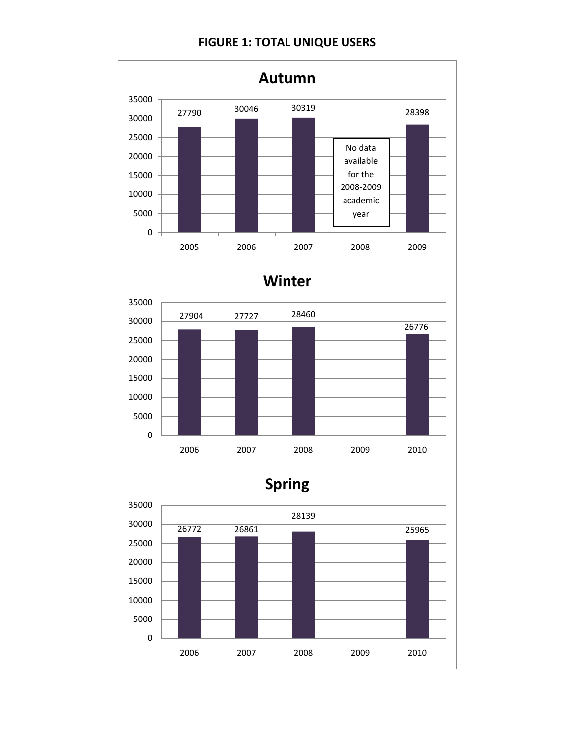**FIGURE 1: TOTAL UNIQUE USERS**

### Autumn

| Year | Total Unique Users |
| --- | --- |
| 2005 | 27790 |
| 2006 | 30046 |
| 2007 | 30319 |
| 2008 | No data available for the 2008-2009 academic year |
| 2009 | 28398 |

### Winter

| Year | Total Unique Users |
| --- | --- |
| 2006 | 27904 |
| 2007 | 27727 |
| 2008 | 28460 |
| 2009 | |
| 2010 | 26776 |

### Spring

| Year | Total Unique Users |
| --- | --- |
| 2006 | 26772 |
| 2007 | 26861 |
| 2008 | 28139 |
| 2009 | |
| 2010 | 25965 |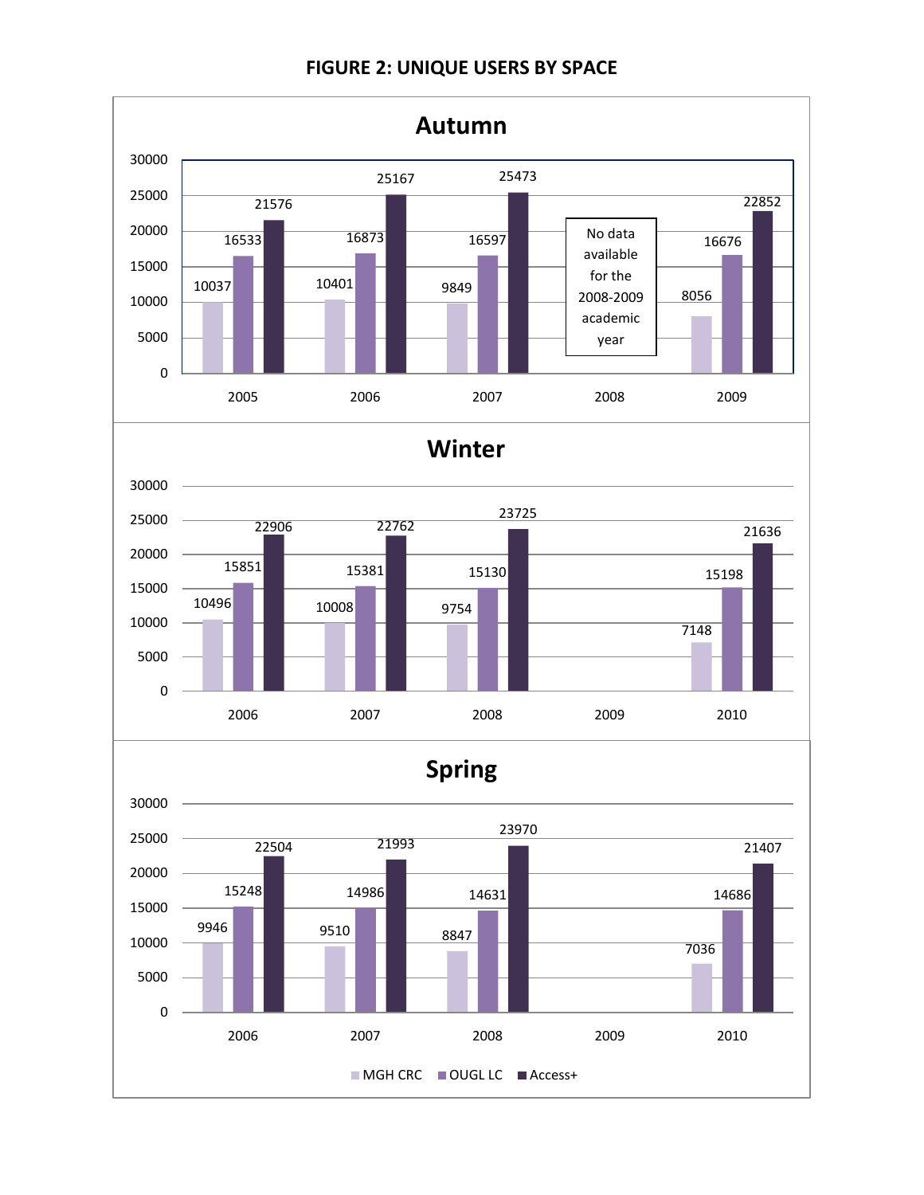**FIGURE 2: UNIQUE USERS BY SPACE**

### Autumn

| Year | MGH CRC | OUGL LC | Access+ |
| --- | --- | --- | --- |
| 2005 | 10037 | 16533 | 21576 |
| 2006 | 10401 | 16873 | 25167 |
| 2007 | 9849 | 16597 | 25473 |
| 2008 | No data available for the 2008-2009 academic year | | |
| 2009 | 8056 | 16676 | 22852 |

### Winter

| Year | MGH CRC | OUGL LC | Access+ |
| --- | --- | --- | --- |
| 2006 | 10496 | 15851 | 22906 |
| 2007 | 10008 | 15381 | 22762 |
| 2008 | 9754 | 15130 | 23725 |
| 2009 | | | |
| 2010 | 7148 | 15198 | 21636 |

### Spring

| Year | MGH CRC | OUGL LC | Access+ |
| --- | --- | --- | --- |
| 2006 | 9946 | 15248 | 22504 |
| 2007 | 9510 | 14986 | 21993 |
| 2008 | 8847 | 14631 | 23970 |
| 2009 | | | |
| 2010 | 7036 | 14686 | 21407 |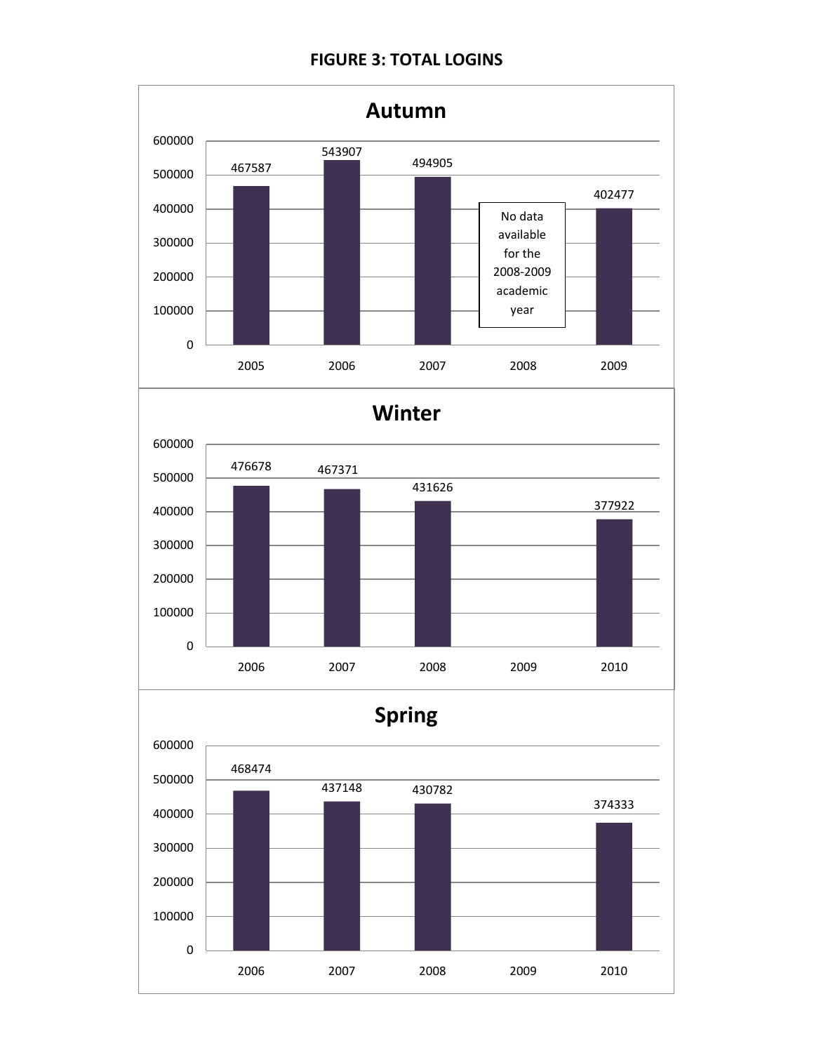**FIGURE 3: TOTAL LOGINS**

### Autumn

| Year | Total Logins |
|---|---|
| 2005 | 467587 |
| 2006 | 543907 |
| 2007 | 494905 |
| 2008 | No data available for the 2008-2009 academic year |
| 2009 | 402477 |

### Winter

| Year | Total Logins |
|---|---|
| 2006 | 476678 |
| 2007 | 467371 |
| 2008 | 431626 |
| 2009 | |
| 2010 | 377922 |

### Spring

| Year | Total Logins |
|---|---|
| 2006 | 468474 |
| 2007 | 437148 |
| 2008 | 430782 |
| 2009 | |
| 2010 | 374333 |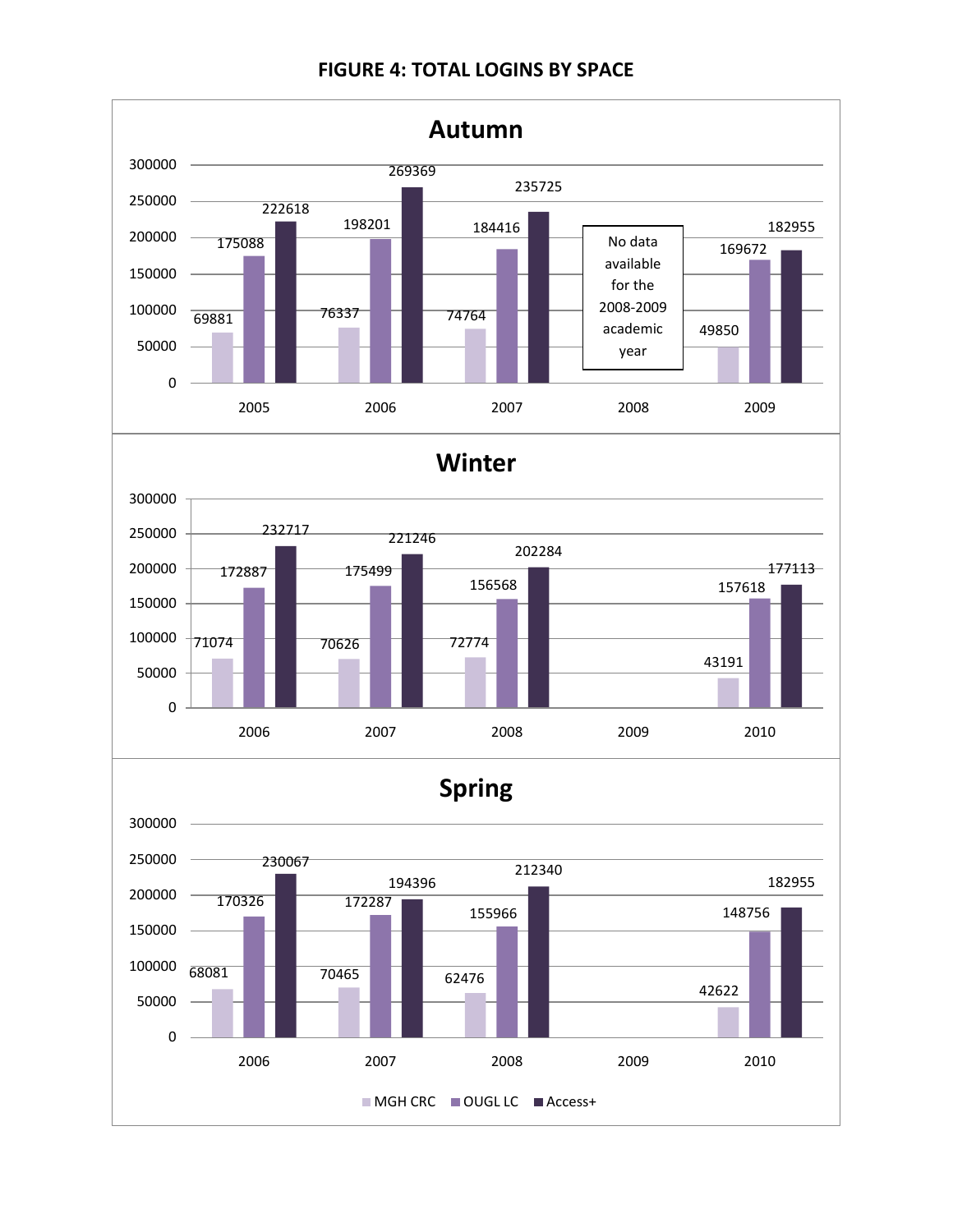**FIGURE 4: TOTAL LOGINS BY SPACE**

**Autumn**

| Year | MGH CRC | OUGL LC | Access+ |
| --- | --- | --- | --- |
| 2005 | 69881 | 175088 | 222618 |
| 2006 | 76337 | 198201 | 269369 |
| 2007 | 74764 | 184416 | 235725 |
| 2008 | No data available for the 2008-2009 academic year | | |
| 2009 | 49850 | 169672 | 182955 |

**Winter**

| Year | MGH CRC | OUGL LC | Access+ |
| --- | --- | --- | --- |
| 2006 | 71074 | 172887 | 232717 |
| 2007 | 70626 | 175499 | 221246 |
| 2008 | 72774 | 156568 | 202284 |
| 2009 | | | |
| 2010 | 43191 | 157618 | 177113 |

**Spring**

| Year | MGH CRC | OUGL LC | Access+ |
| --- | --- | --- | --- |
| 2006 | 68081 | 170326 | 230067 |
| 2007 | 70465 | 172287 | 194396 |
| 2008 | 62476 | 155966 | 212340 |
| 2009 | | | |
| 2010 | 42622 | 148756 | 182955 |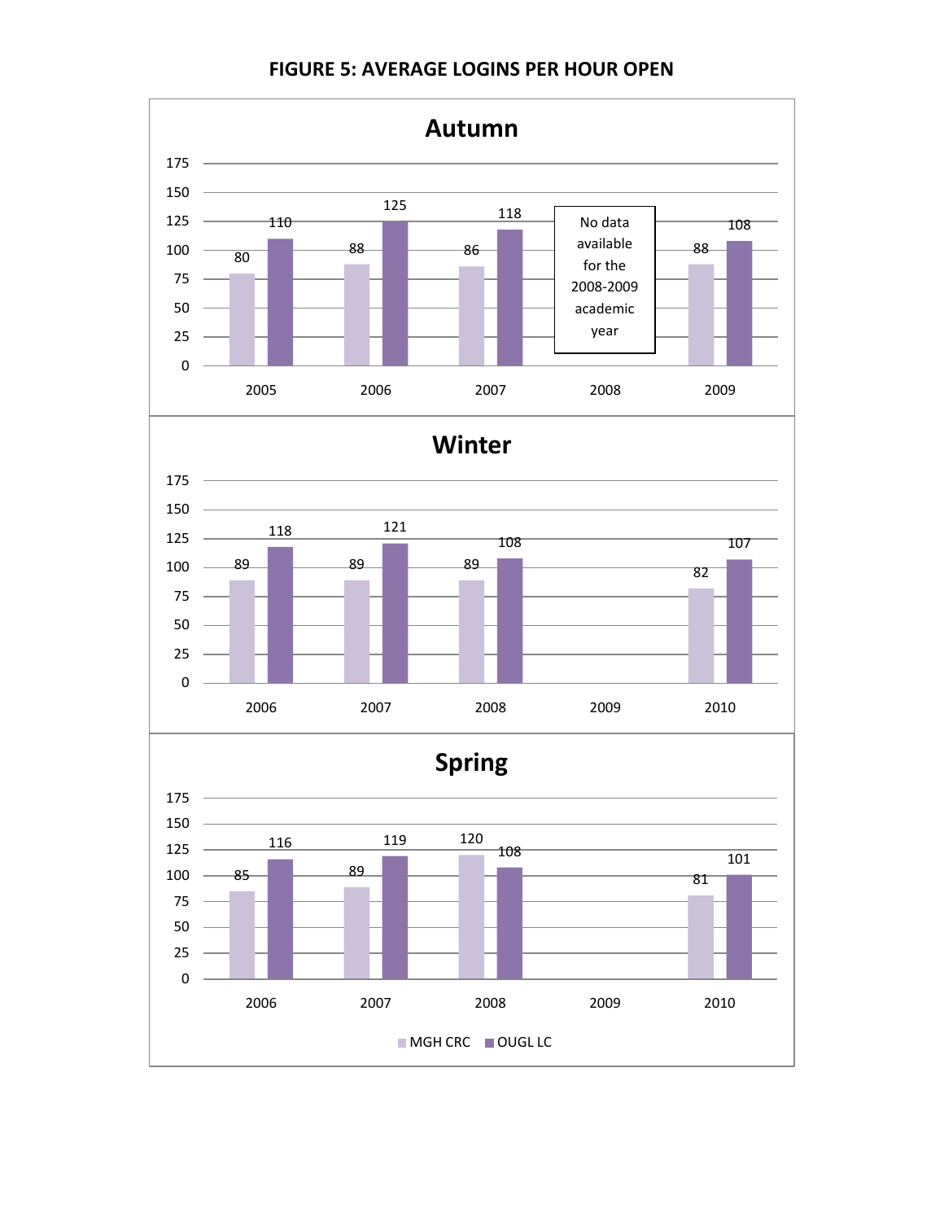**FIGURE 5: AVERAGE LOGINS PER HOUR OPEN**

### Autumn

| Year | MGH CRC | OUGL LC |
|---|---|---|
| 2005 | 80 | 110 |
| 2006 | 88 | 125 |
| 2007 | 86 | 118 |
| 2008 | No data available for the 2008-2009 academic year | |
| 2009 | 88 | 108 |

### Winter

| Year | MGH CRC | OUGL LC |
|---|---|---|
| 2006 | 89 | 118 |
| 2007 | 89 | 121 |
| 2008 | 89 | 108 |
| 2009 | | |
| 2010 | 82 | 107 |

### Spring

| Year | MGH CRC | OUGL LC |
|---|---|---|
| 2006 | 85 | 116 |
| 2007 | 89 | 119 |
| 2008 | 120 | 108 |
| 2009 | | |
| 2010 | 81 | 101 |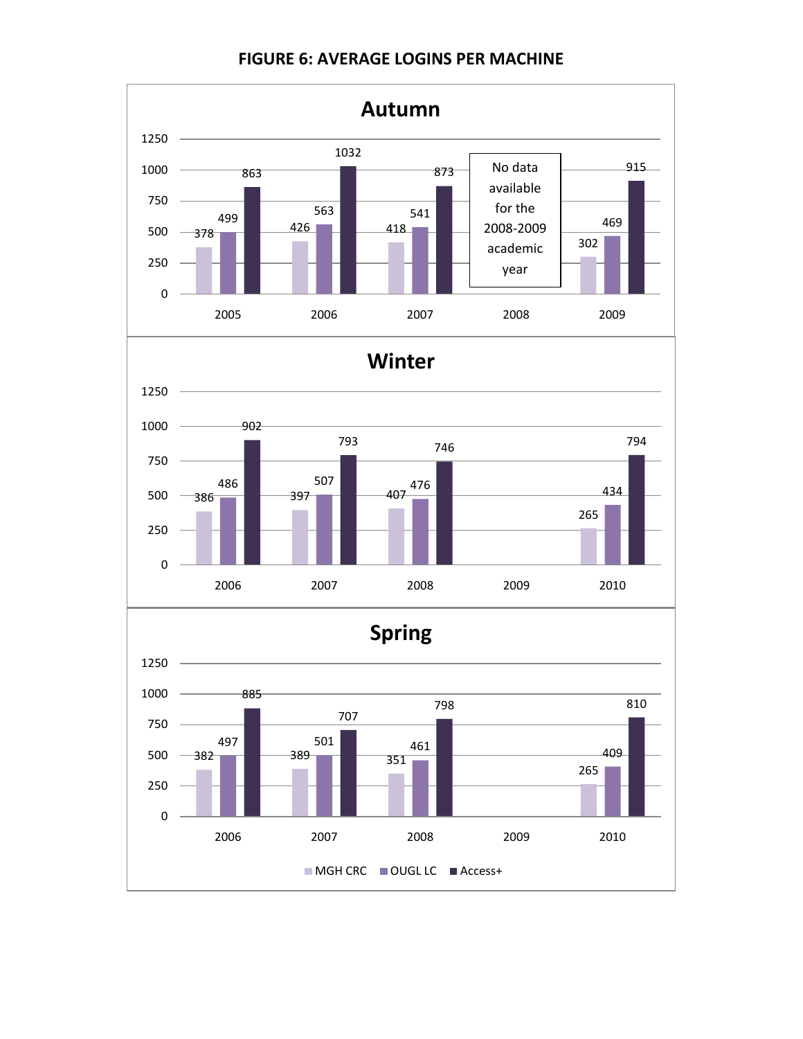**FIGURE 6: AVERAGE LOGINS PER MACHINE**

Autumn

1250
1000
750
500
250
0

378 499 863
426 563 1032
418 541 873
No data available for the 2008-2009 academic year
302 469 915

2005 2006 2007 2008 2009

Winter

1250
1000
750
500
250
0

386 486 902
397 507 793
407 476 746
265 434 794

2006 2007 2008 2009 2010

Spring

1250
1000
750
500
250
0

382 497 885
389 501 707
351 461 798
265 409 810

2006 2007 2008 2009 2010

MGH CRC OUGL LC Access+